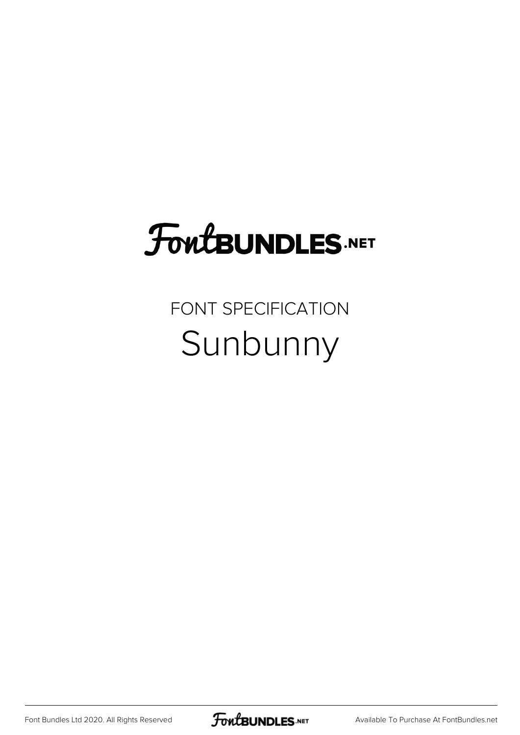# FontBUNDLES.NET

FONT SPECIFICATION

## Sunbunny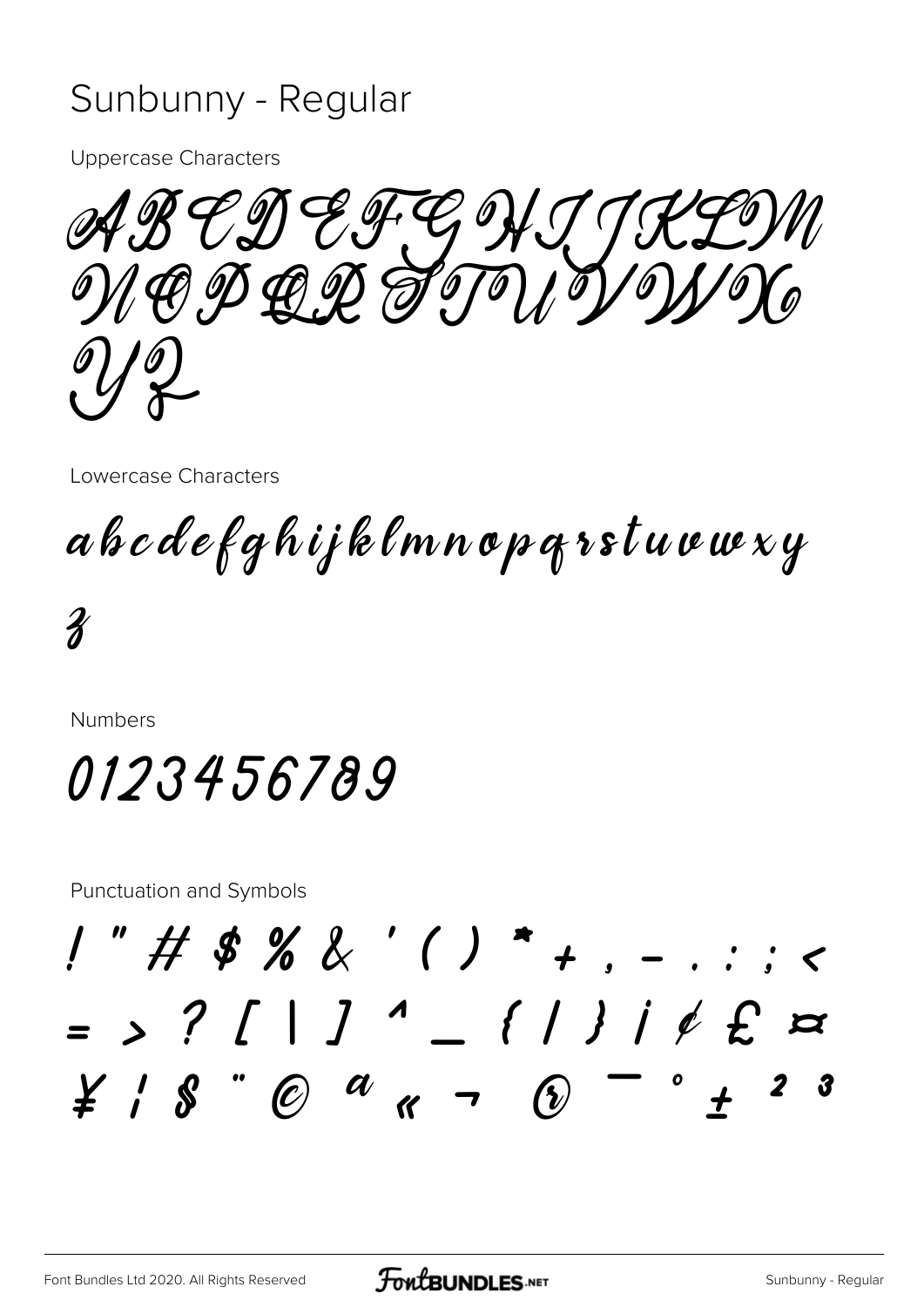# Sunbunny - Regular

Uppercase Characters

ABCDEFGHIJKLM
NOPQRSTUVWX
YZ

Lowercase Characters

abcdefghijklmnopqrstuvwxy
z

Numbers

0123456789

Punctuation and Symbols

! " # $ % & ' ( ) * + , - . : ; <
= > ? [ | ] ^ _ { | } ¡ ¢ £ ¤
¥ ¦ § ¨ © ª « ¬ ® ¯ ° ± ² ³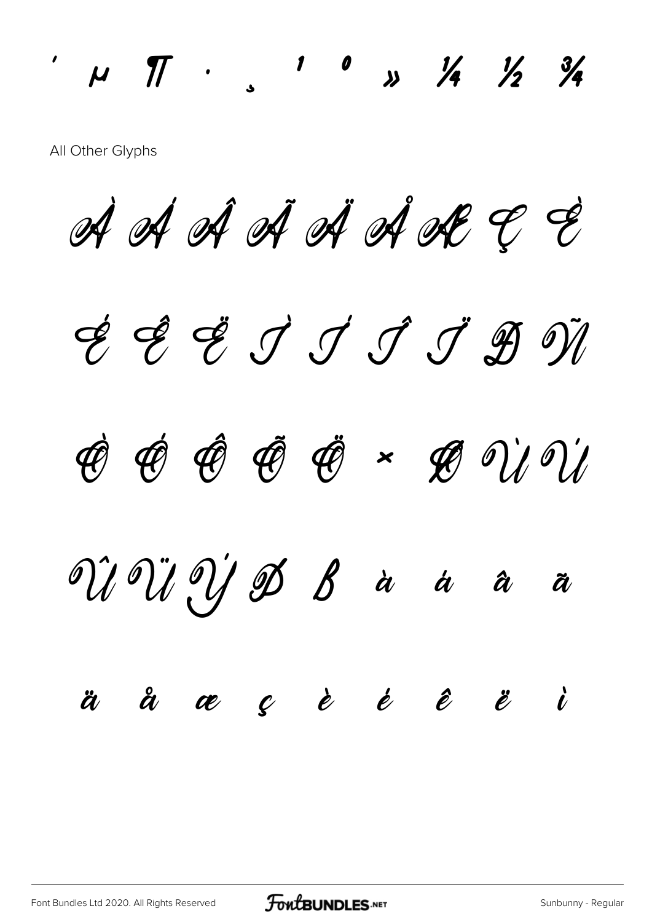´ µ ¶ · ¸ ¹ º » ¼ ½ ¾

All Other Glyphs

À Á Â Ã Ä Å Æ Ç È

É Ê Ë Ì Í Î Ï Ð Ñ

Ò Ó Ô Õ Ö × Ø Ù Ú

Û Ü Ý Þ ß à á â ã

ä å æ ç è é ê ë ì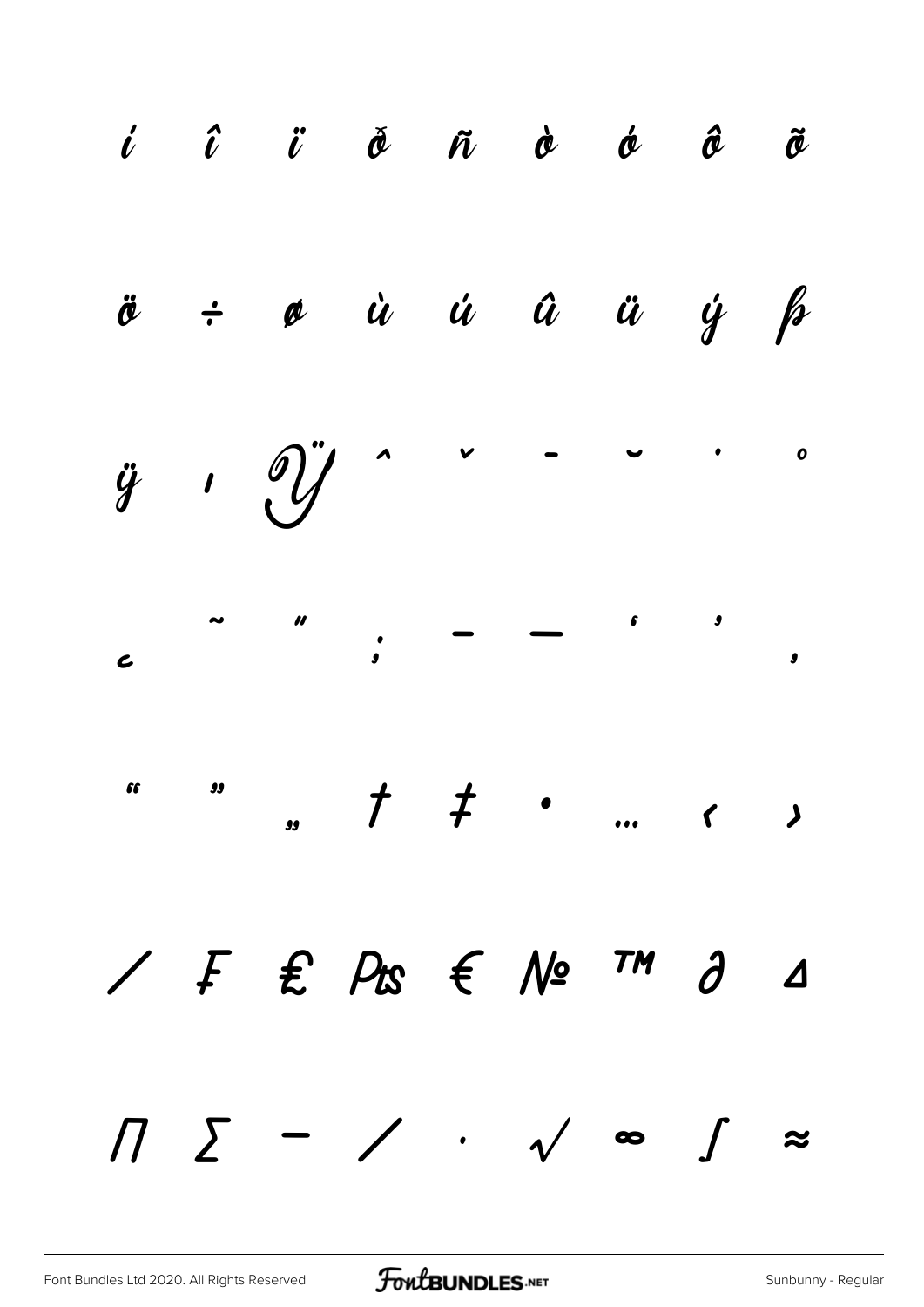í î ï ð ñ ò ó ô õ

ö ÷ ø ù ú û ü ý þ

ÿ ı Ÿ ˆ ˇ ¯ ˘ ˙ ˚

¸ ˜ ˝ ; – — ‘ ’ ‚

“ ” „ † ‡ • … ‹ ›

⁄ ₣ ₤ ₧ € № ™ ∂ ∆

∏ ∑ − ∕ ∙ √ ∞ ∫ ≈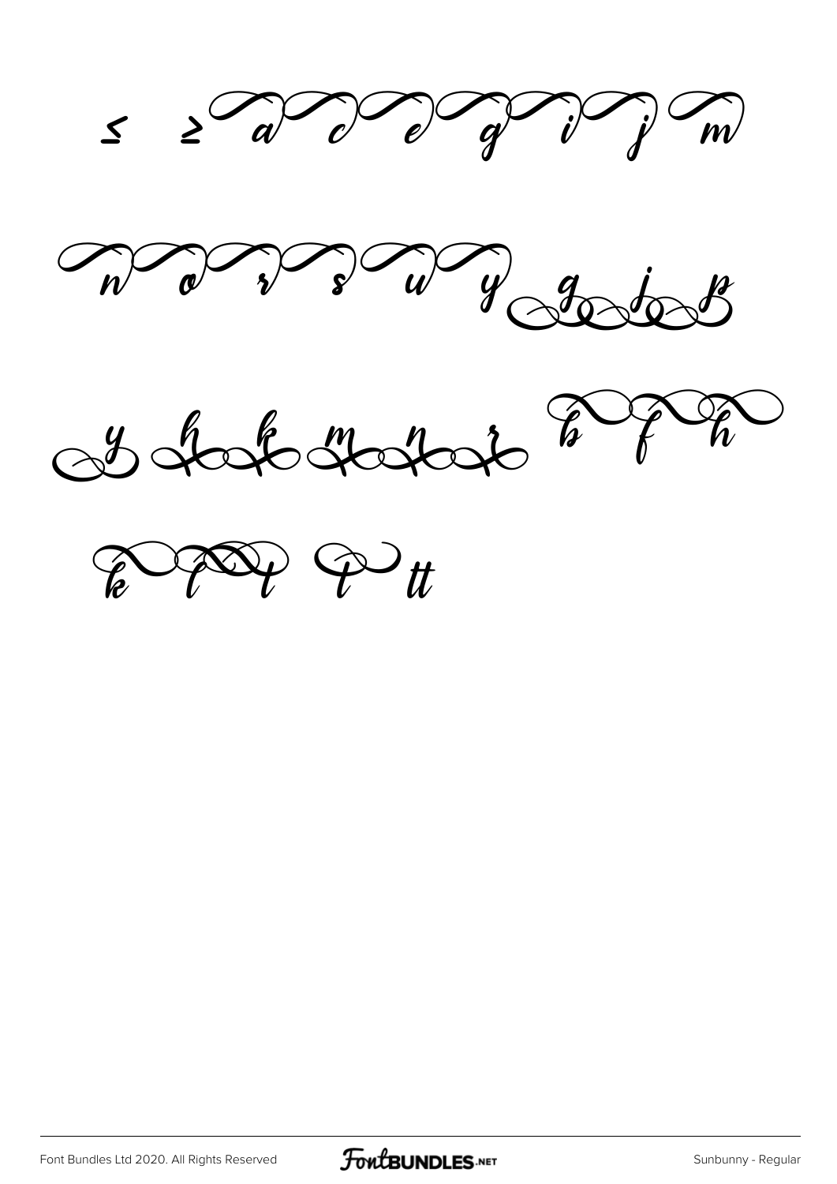≤ ≥ a c e g i j m

n o r s u y g j p

y h k m n r b f h

k l t t tt